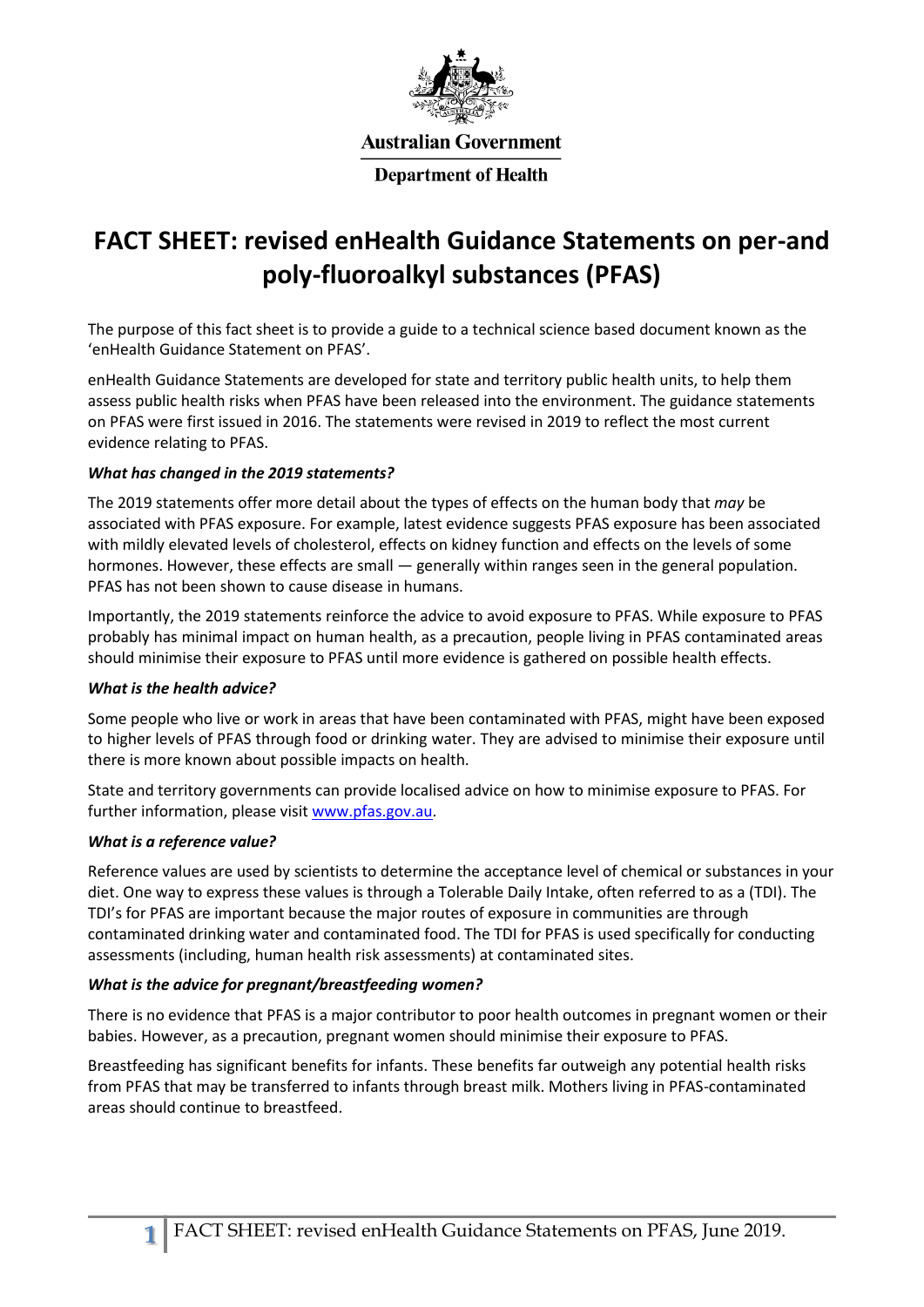Australian Government

Department of Health

# FACT SHEET: revised enHealth Guidance Statements on per-and poly-fluoroalkyl substances (PFAS)

The purpose of this fact sheet is to provide a guide to a technical science based document known as the 'enHealth Guidance Statement on PFAS'.

enHealth Guidance Statements are developed for state and territory public health units, to help them assess public health risks when PFAS have been released into the environment. The guidance statements on PFAS were first issued in 2016. The statements were revised in 2019 to reflect the most current evidence relating to PFAS.

***What has changed in the 2019 statements?***

The 2019 statements offer more detail about the types of effects on the human body that *may* be associated with PFAS exposure. For example, latest evidence suggests PFAS exposure has been associated with mildly elevated levels of cholesterol, effects on kidney function and effects on the levels of some hormones. However, these effects are small — generally within ranges seen in the general population. PFAS has not been shown to cause disease in humans.

Importantly, the 2019 statements reinforce the advice to avoid exposure to PFAS. While exposure to PFAS probably has minimal impact on human health, as a precaution, people living in PFAS contaminated areas should minimise their exposure to PFAS until more evidence is gathered on possible health effects.

***What is the health advice?***

Some people who live or work in areas that have been contaminated with PFAS, might have been exposed to higher levels of PFAS through food or drinking water. They are advised to minimise their exposure until there is more known about possible impacts on health.

State and territory governments can provide localised advice on how to minimise exposure to PFAS. For further information, please visit www.pfas.gov.au.

***What is a reference value?***

Reference values are used by scientists to determine the acceptance level of chemical or substances in your diet. One way to express these values is through a Tolerable Daily Intake, often referred to as a (TDI). The TDI's for PFAS are important because the major routes of exposure in communities are through contaminated drinking water and contaminated food. The TDI for PFAS is used specifically for conducting assessments (including, human health risk assessments) at contaminated sites.

***What is the advice for pregnant/breastfeeding women?***

There is no evidence that PFAS is a major contributor to poor health outcomes in pregnant women or their babies. However, as a precaution, pregnant women should minimise their exposure to PFAS.

Breastfeeding has significant benefits for infants. These benefits far outweigh any potential health risks from PFAS that may be transferred to infants through breast milk. Mothers living in PFAS-contaminated areas should continue to breastfeed.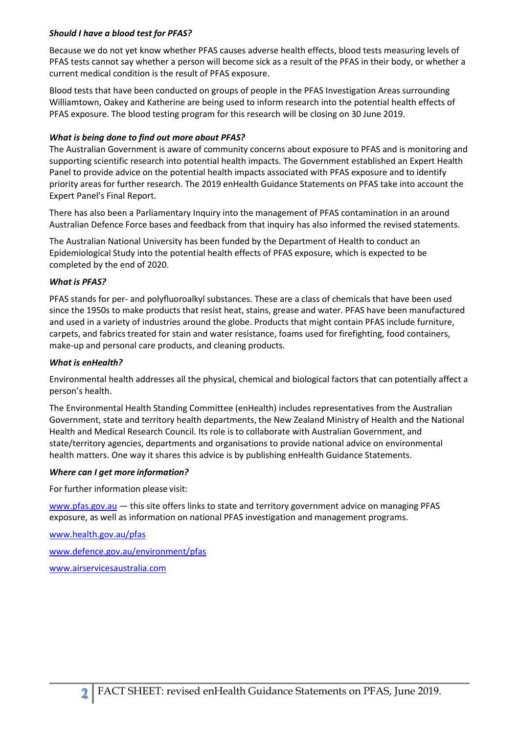### ***Should I have a blood test for PFAS?***

Because we do not yet know whether PFAS causes adverse health effects, blood tests measuring levels of PFAS tests cannot say whether a person will become sick as a result of the PFAS in their body, or whether a current medical condition is the result of PFAS exposure.

Blood tests that have been conducted on groups of people in the PFAS Investigation Areas surrounding Williamtown, Oakey and Katherine are being used to inform research into the potential health effects of PFAS exposure. The blood testing program for this research will be closing on 30 June 2019.

### ***What is being done to find out more about PFAS?***

The Australian Government is aware of community concerns about exposure to PFAS and is monitoring and supporting scientific research into potential health impacts. The Government established an Expert Health Panel to provide advice on the potential health impacts associated with PFAS exposure and to identify priority areas for further research. The 2019 enHealth Guidance Statements on PFAS take into account the Expert Panel's Final Report.

There has also been a Parliamentary Inquiry into the management of PFAS contamination in an around Australian Defence Force bases and feedback from that inquiry has also informed the revised statements.

The Australian National University has been funded by the Department of Health to conduct an Epidemiological Study into the potential health effects of PFAS exposure, which is expected to be completed by the end of 2020.

### ***What is PFAS?***

PFAS stands for per- and polyfluoroalkyl substances. These are a class of chemicals that have been used since the 1950s to make products that resist heat, stains, grease and water. PFAS have been manufactured and used in a variety of industries around the globe. Products that might contain PFAS include furniture, carpets, and fabrics treated for stain and water resistance, foams used for firefighting, food containers, make-up and personal care products, and cleaning products.

### ***What is enHealth?***

Environmental health addresses all the physical, chemical and biological factors that can potentially affect a person's health.

The Environmental Health Standing Committee (enHealth) includes representatives from the Australian Government, state and territory health departments, the New Zealand Ministry of Health and the National Health and Medical Research Council. Its role is to collaborate with Australian Government, and state/territory agencies, departments and organisations to provide national advice on environmental health matters. One way it shares this advice is by publishing enHealth Guidance Statements.

### ***Where can I get more information?***

For further information please visit:

www.pfas.gov.au — this site offers links to state and territory government advice on managing PFAS exposure, as well as information on national PFAS investigation and management programs.

www.health.gov.au/pfas

www.defence.gov.au/environment/pfas

www.airservicesaustralia.com